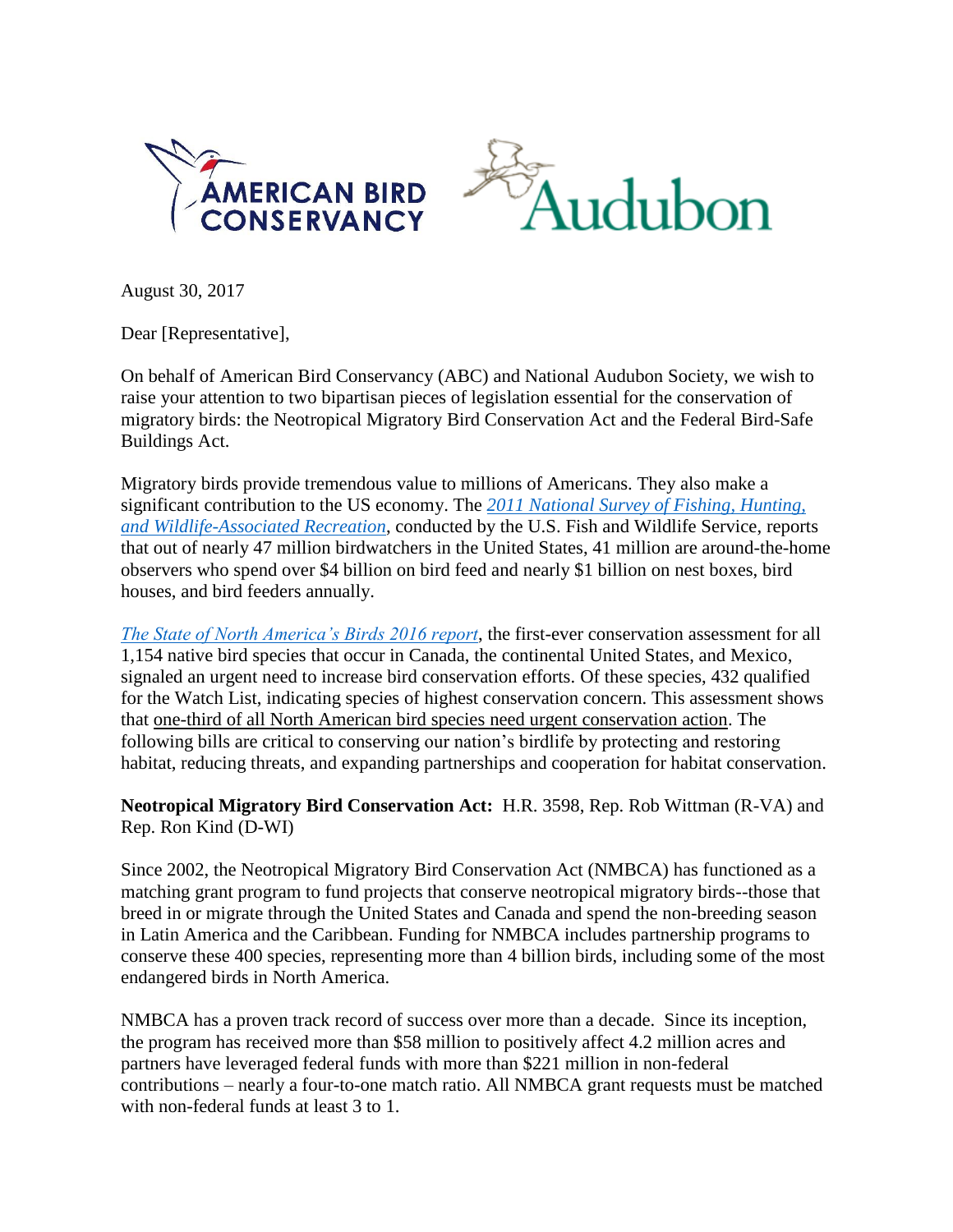August 30, 2017

Dear [Representative],

On behalf of American Bird Conservancy (ABC) and National Audubon Society, we wish to raise your attention to two bipartisan pieces of legislation essential for the conservation of migratory birds: the Neotropical Migratory Bird Conservation Act and the Federal Bird-Safe Buildings Act.

Migratory birds provide tremendous value to millions of Americans. They also make a significant contribution to the US economy. The *2011 National Survey of Fishing, Hunting, and Wildlife-Associated Recreation*, conducted by the U.S. Fish and Wildlife Service, reports that out of nearly 47 million birdwatchers in the United States, 41 million are around-the-home observers who spend over $4 billion on bird feed and nearly $1 billion on nest boxes, bird houses, and bird feeders annually.

*The State of North America's Birds 2016 report*, the first-ever conservation assessment for all 1,154 native bird species that occur in Canada, the continental United States, and Mexico, signaled an urgent need to increase bird conservation efforts. Of these species, 432 qualified for the Watch List, indicating species of highest conservation concern. This assessment shows that one-third of all North American bird species need urgent conservation action. The following bills are critical to conserving our nation's birdlife by protecting and restoring habitat, reducing threats, and expanding partnerships and cooperation for habitat conservation.

**Neotropical Migratory Bird Conservation Act:** H.R. 3598, Rep. Rob Wittman (R-VA) and Rep. Ron Kind (D-WI)

Since 2002, the Neotropical Migratory Bird Conservation Act (NMBCA) has functioned as a matching grant program to fund projects that conserve neotropical migratory birds--those that breed in or migrate through the United States and Canada and spend the non-breeding season in Latin America and the Caribbean. Funding for NMBCA includes partnership programs to conserve these 400 species, representing more than 4 billion birds, including some of the most endangered birds in North America.

NMBCA has a proven track record of success over more than a decade. Since its inception, the program has received more than $58 million to positively affect 4.2 million acres and partners have leveraged federal funds with more than $221 million in non-federal contributions – nearly a four-to-one match ratio. All NMBCA grant requests must be matched with non-federal funds at least 3 to 1.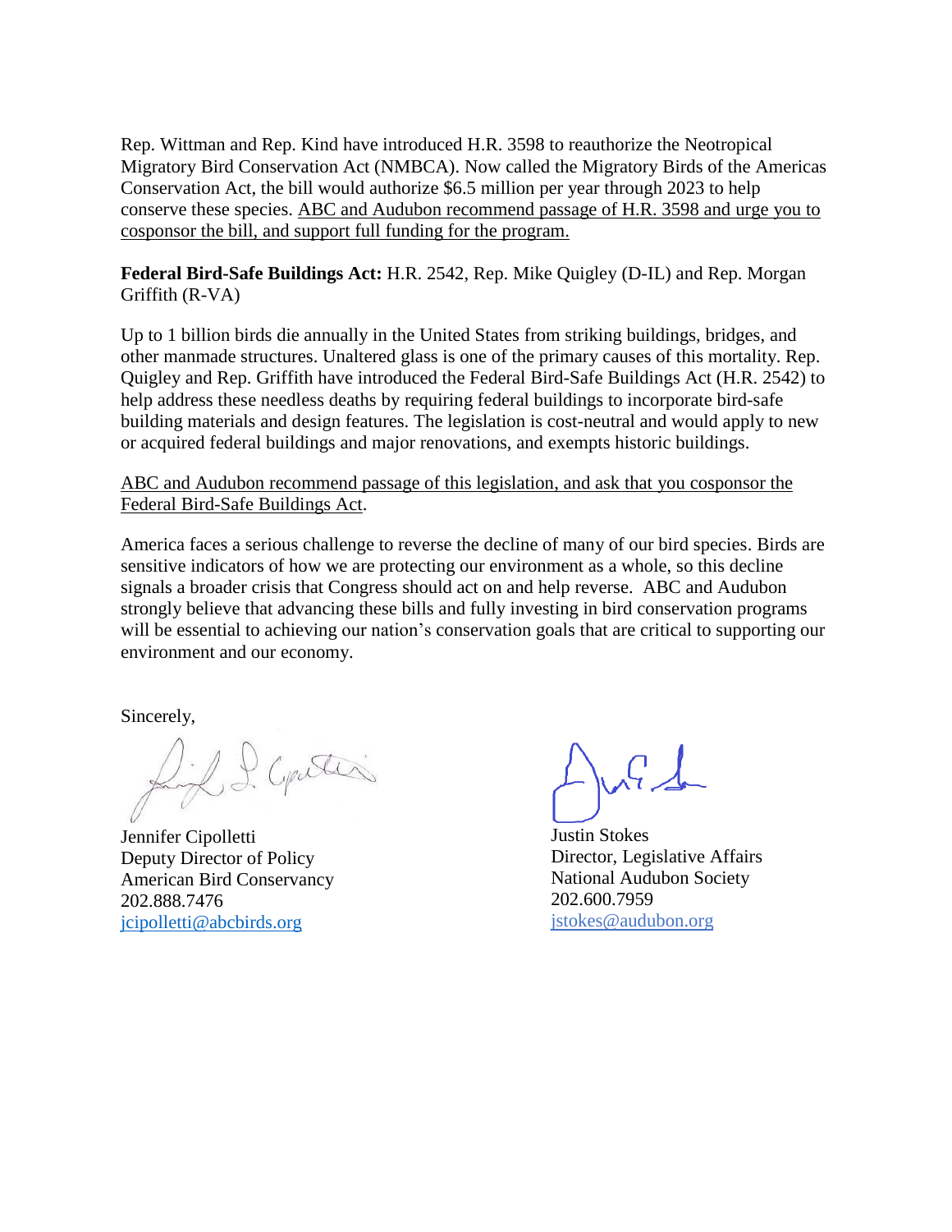Rep. Wittman and Rep. Kind have introduced H.R. 3598 to reauthorize the Neotropical Migratory Bird Conservation Act (NMBCA). Now called the Migratory Birds of the Americas Conservation Act, the bill would authorize $6.5 million per year through 2023 to help conserve these species. <u>ABC and Audubon recommend passage of H.R. 3598 and urge you to cosponsor the bill, and support full funding for the program.</u>

**Federal Bird-Safe Buildings Act:** H.R. 2542, Rep. Mike Quigley (D-IL) and Rep. Morgan Griffith (R-VA)

Up to 1 billion birds die annually in the United States from striking buildings, bridges, and other manmade structures. Unaltered glass is one of the primary causes of this mortality. Rep. Quigley and Rep. Griffith have introduced the Federal Bird-Safe Buildings Act (H.R. 2542) to help address these needless deaths by requiring federal buildings to incorporate bird-safe building materials and design features. The legislation is cost-neutral and would apply to new or acquired federal buildings and major renovations, and exempts historic buildings.

<u>ABC and Audubon recommend passage of this legislation, and ask that you cosponsor the Federal Bird-Safe Buildings Act</u>.

America faces a serious challenge to reverse the decline of many of our bird species. Birds are sensitive indicators of how we are protecting our environment as a whole, so this decline signals a broader crisis that Congress should act on and help reverse. ABC and Audubon strongly believe that advancing these bills and fully investing in bird conservation programs will be essential to achieving our nation's conservation goals that are critical to supporting our environment and our economy.

Sincerely,

Jennifer Cipolletti
Deputy Director of Policy
American Bird Conservancy
202.888.7476
jcipolletti@abcbirds.org

Justin Stokes
Director, Legislative Affairs
National Audubon Society
202.600.7959
jstokes@audubon.org